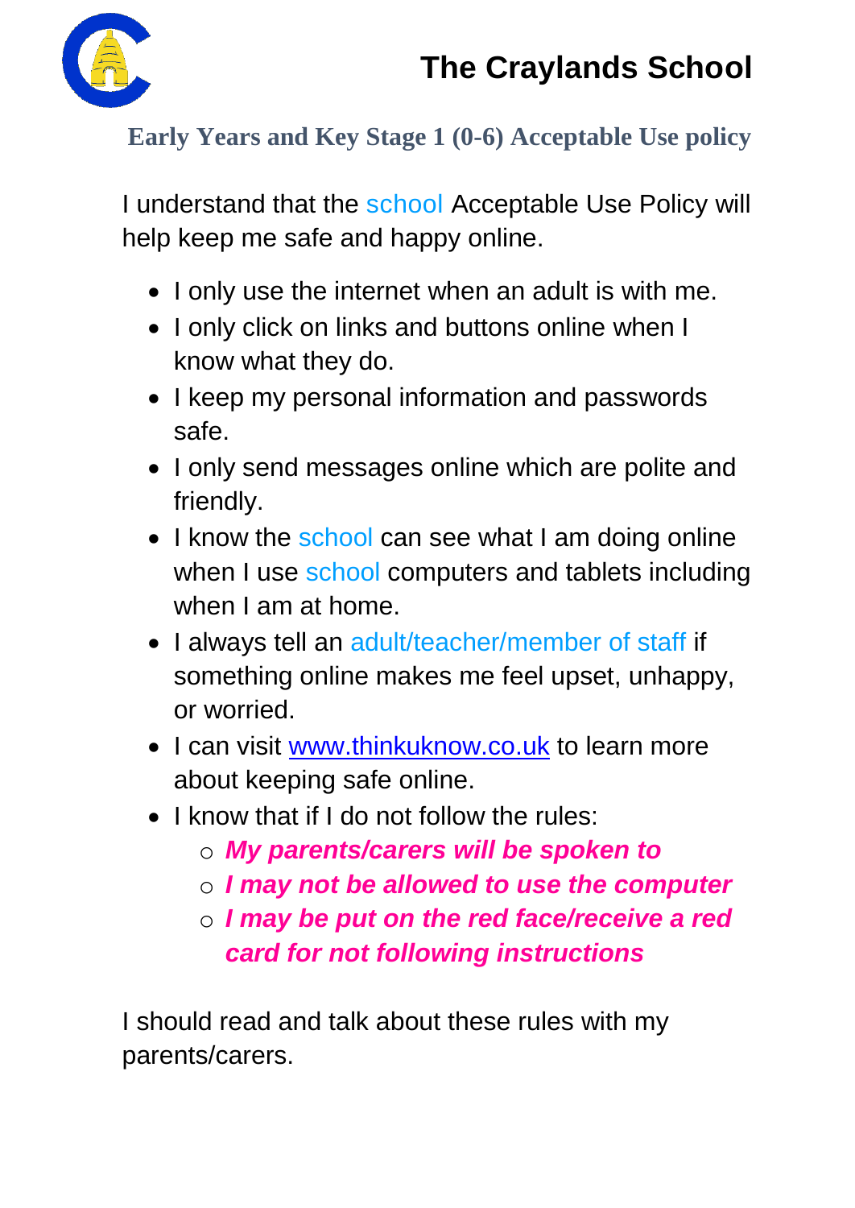# The Craylands School

## Early Years and Key Stage 1 (0-6) Acceptable Use policy

I understand that the school Acceptable Use Policy will help keep me safe and happy online.

- I only use the internet when an adult is with me.
- I only click on links and buttons online when I know what they do.
- I keep my personal information and passwords safe.
- I only send messages online which are polite and friendly.
- I know the school can see what I am doing online when I use school computers and tablets including when I am at home.
- I always tell an adult/teacher/member of staff if something online makes me feel upset, unhappy, or worried.
- I can visit [www.thinkuknow.co.uk](http://www.thinkuknow.co.uk) to learn more about keeping safe online.
- I know that if I do not follow the rules:
  - ***My parents/carers will be spoken to***
  - ***I may not be allowed to use the computer***
  - ***I may be put on the red face/receive a red card for not following instructions***

I should read and talk about these rules with my parents/carers.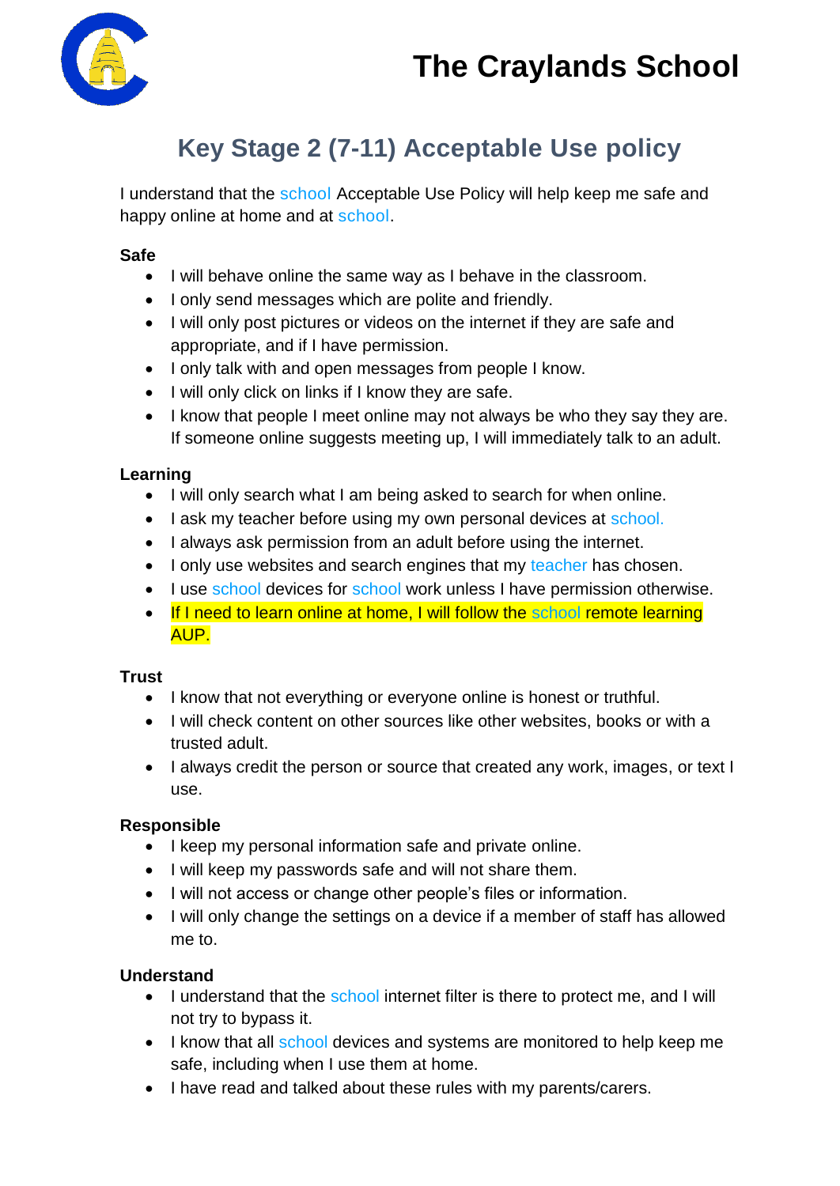# The Craylands School

## Key Stage 2 (7-11) Acceptable Use policy

I understand that the school Acceptable Use Policy will help keep me safe and happy online at home and at school.

**Safe**

- I will behave online the same way as I behave in the classroom.
- I only send messages which are polite and friendly.
- I will only post pictures or videos on the internet if they are safe and appropriate, and if I have permission.
- I only talk with and open messages from people I know.
- I will only click on links if I know they are safe.
- I know that people I meet online may not always be who they say they are. If someone online suggests meeting up, I will immediately talk to an adult.

**Learning**

- I will only search what I am being asked to search for when online.
- I ask my teacher before using my own personal devices at school.
- I always ask permission from an adult before using the internet.
- I only use websites and search engines that my teacher has chosen.
- I use school devices for school work unless I have permission otherwise.
- If I need to learn online at home, I will follow the school remote learning AUP.

**Trust**

- I know that not everything or everyone online is honest or truthful.
- I will check content on other sources like other websites, books or with a trusted adult.
- I always credit the person or source that created any work, images, or text I use.

**Responsible**

- I keep my personal information safe and private online.
- I will keep my passwords safe and will not share them.
- I will not access or change other people's files or information.
- I will only change the settings on a device if a member of staff has allowed me to.

**Understand**

- I understand that the school internet filter is there to protect me, and I will not try to bypass it.
- I know that all school devices and systems are monitored to help keep me safe, including when I use them at home.
- I have read and talked about these rules with my parents/carers.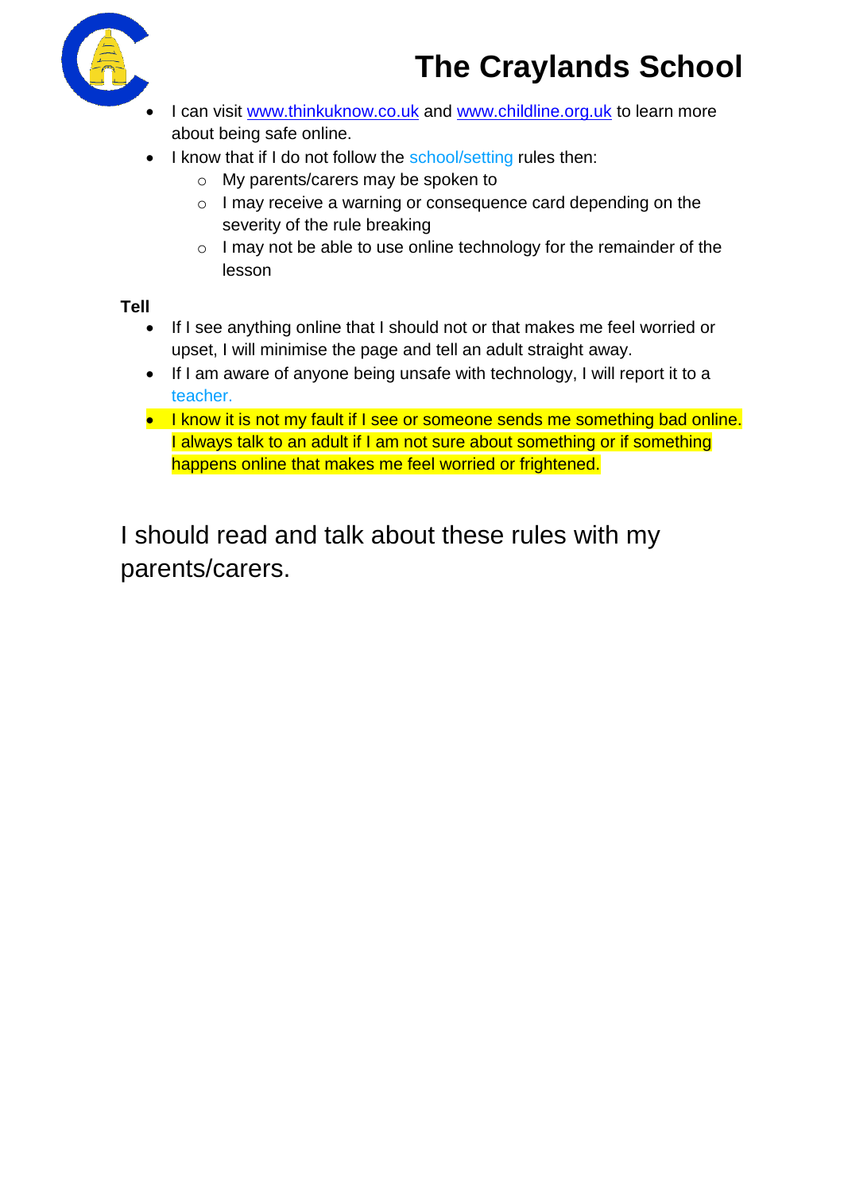- I can visit [www.thinkuknow.co.uk](http://www.thinkuknow.co.uk) and [www.childline.org.uk](http://www.childline.org.uk) to learn more about being safe online.
- I know that if I do not follow the school/setting rules then:
  - My parents/carers may be spoken to
  - I may receive a warning or consequence card depending on the severity of the rule breaking
  - I may not be able to use online technology for the remainder of the lesson

**Tell**

- If I see anything online that I should not or that makes me feel worried or upset, I will minimise the page and tell an adult straight away.
- If I am aware of anyone being unsafe with technology, I will report it to a teacher.
- I know it is not my fault if I see or someone sends me something bad online. I always talk to an adult if I am not sure about something or if something happens online that makes me feel worried or frightened.

I should read and talk about these rules with my parents/carers.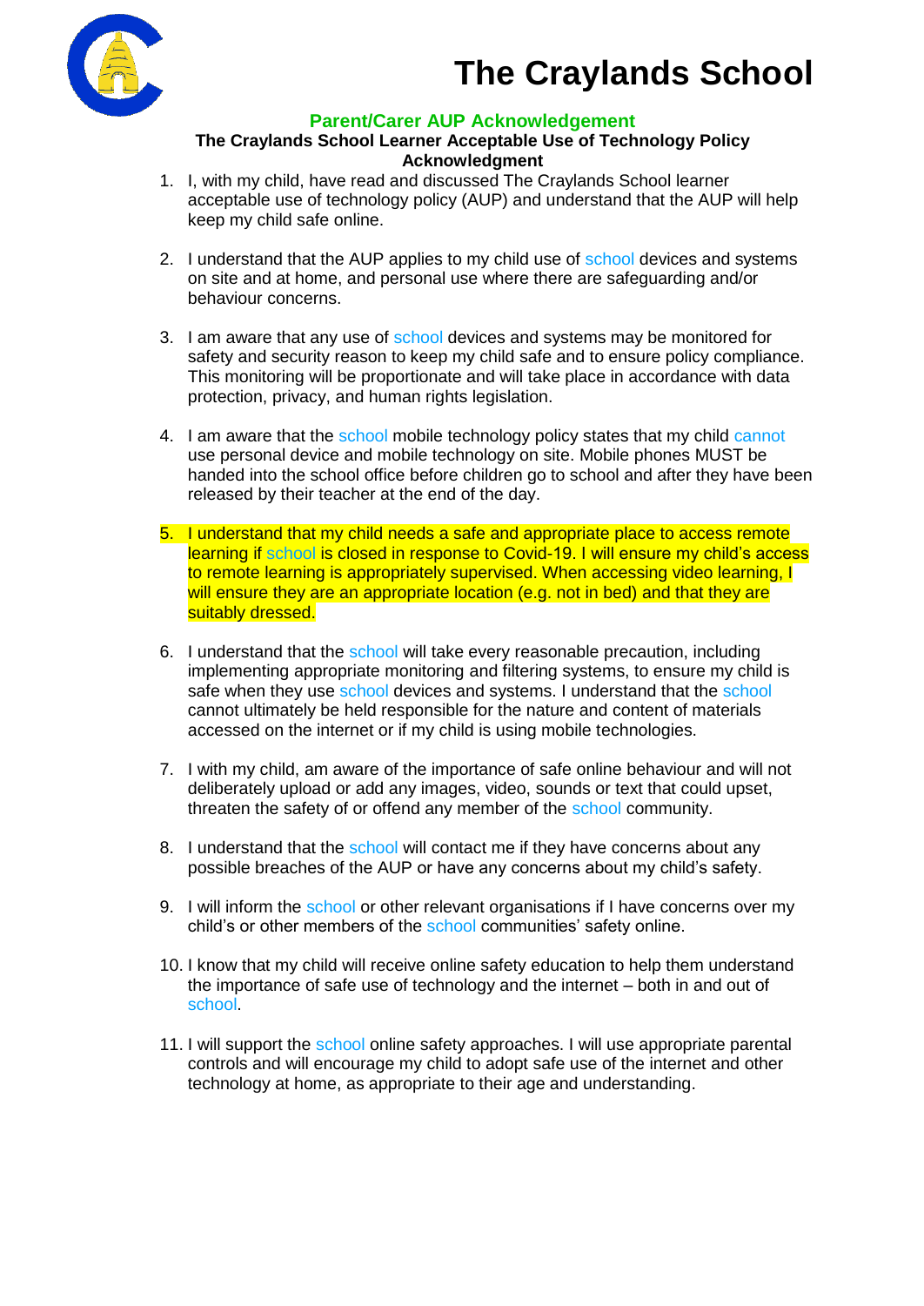# The Craylands School

## Parent/Carer AUP Acknowledgement

**The Craylands School Learner Acceptable Use of Technology Policy Acknowledgment**

1. I, with my child, have read and discussed The Craylands School learner acceptable use of technology policy (AUP) and understand that the AUP will help keep my child safe online.

2. I understand that the AUP applies to my child use of school devices and systems on site and at home, and personal use where there are safeguarding and/or behaviour concerns.

3. I am aware that any use of school devices and systems may be monitored for safety and security reason to keep my child safe and to ensure policy compliance. This monitoring will be proportionate and will take place in accordance with data protection, privacy, and human rights legislation.

4. I am aware that the school mobile technology policy states that my child cannot use personal device and mobile technology on site. Mobile phones MUST be handed into the school office before children go to school and after they have been released by their teacher at the end of the day.

5. I understand that my child needs a safe and appropriate place to access remote learning if school is closed in response to Covid-19. I will ensure my child's access to remote learning is appropriately supervised. When accessing video learning, I will ensure they are an appropriate location (e.g. not in bed) and that they are suitably dressed.

6. I understand that the school will take every reasonable precaution, including implementing appropriate monitoring and filtering systems, to ensure my child is safe when they use school devices and systems. I understand that the school cannot ultimately be held responsible for the nature and content of materials accessed on the internet or if my child is using mobile technologies.

7. I with my child, am aware of the importance of safe online behaviour and will not deliberately upload or add any images, video, sounds or text that could upset, threaten the safety of or offend any member of the school community.

8. I understand that the school will contact me if they have concerns about any possible breaches of the AUP or have any concerns about my child's safety.

9. I will inform the school or other relevant organisations if I have concerns over my child's or other members of the school communities' safety online.

10. I know that my child will receive online safety education to help them understand the importance of safe use of technology and the internet – both in and out of school.

11. I will support the school online safety approaches. I will use appropriate parental controls and will encourage my child to adopt safe use of the internet and other technology at home, as appropriate to their age and understanding.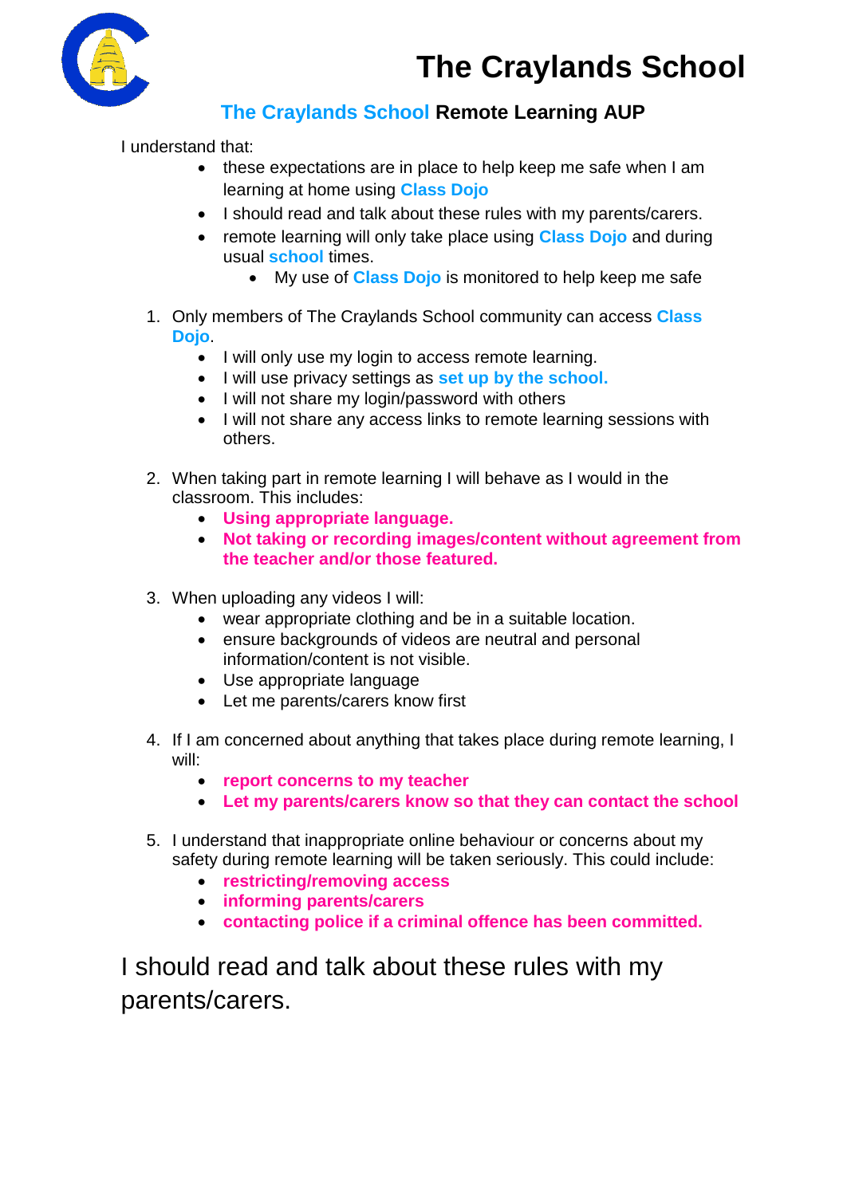# The Craylands School

## The Craylands School Remote Learning AUP

I understand that:

- these expectations are in place to help keep me safe when I am learning at home using **Class Dojo**
- I should read and talk about these rules with my parents/carers.
- remote learning will only take place using **Class Dojo** and during usual **school** times.
    - My use of **Class Dojo** is monitored to help keep me safe

1. Only members of The Craylands School community can access **Class Dojo**.
    - I will only use my login to access remote learning.
    - I will use privacy settings as **set up by the school.**
    - I will not share my login/password with others
    - I will not share any access links to remote learning sessions with others.

2. When taking part in remote learning I will behave as I would in the classroom. This includes:
    - **Using appropriate language.**
    - **Not taking or recording images/content without agreement from the teacher and/or those featured.**

3. When uploading any videos I will:
    - wear appropriate clothing and be in a suitable location.
    - ensure backgrounds of videos are neutral and personal information/content is not visible.
    - Use appropriate language
    - Let me parents/carers know first

4. If I am concerned about anything that takes place during remote learning, I will:
    - **report concerns to my teacher**
    - **Let my parents/carers know so that they can contact the school**

5. I understand that inappropriate online behaviour or concerns about my safety during remote learning will be taken seriously. This could include:
    - **restricting/removing access**
    - **informing parents/carers**
    - **contacting police if a criminal offence has been committed.**

I should read and talk about these rules with my parents/carers.